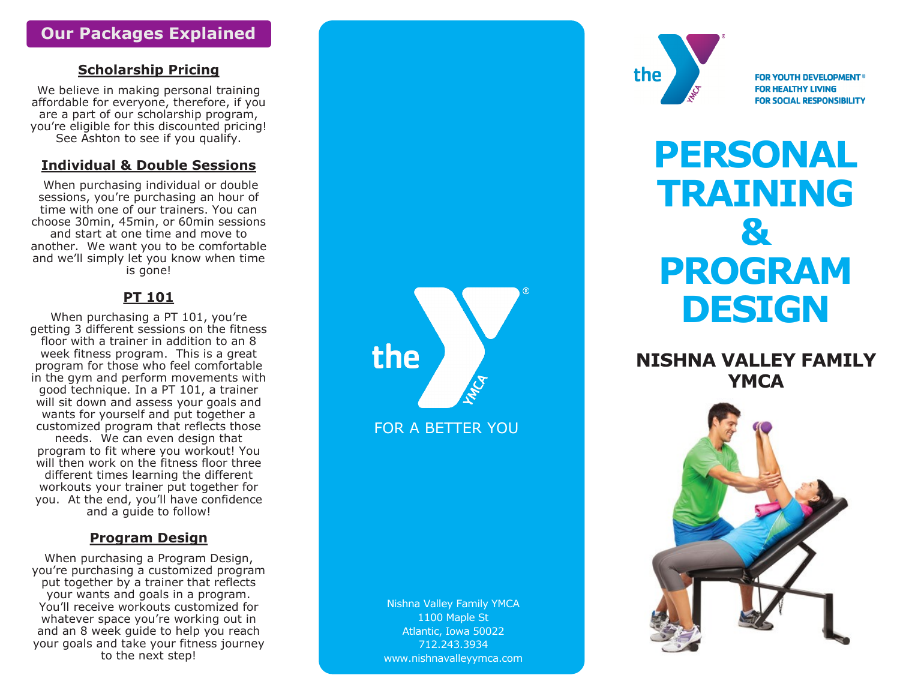## Our Packages Explained

### Scholarship Pricing

We believe in making personal training affordable for everyone, therefore, if you are a part of our scholarship program, you're eligible for this discounted pricing! See Ashton to see if you qualify.

### Individual & Double Sessions

When purchasing individual or double sessions, you're purchasing an hour of time with one of our trainers. You can choose 30min, 45min, or 60min sessions and start at one time and move to another. We want you to be comfortable and we'll simply let you know when time is gone!

### PT 101

When purchasing a PT 101, you're getting 3 different sessions on the fitness floor with a trainer in addition to an 8 week fitness program. This is a great program for those who feel comfortable in the gym and perform movements with good technique. In a PT 101, a trainer will sit down and assess your goals and wants for yourself and put together a customized program that reflects those needs. We can even design that program to fit where you workout! You will then work on the fitness floor three different times learning the different workouts your trainer put together for you. At the end, you'll have confidence and a guide to follow!

### Program Design

When purchasing a Program Design, you're purchasing a customized program put together by a trainer that reflects your wants and goals in a program. You'll receive workouts customized for whatever space you're working out in and an 8 week guide to help you reach your goals and take your fitness journey to the next step!

the YMCA®

FOR A BETTER YOU

Nishna Valley Family YMCA
1100 Maple St
Atlantic, Iowa 50022
712.243.3934
www.nishnavalleyymca.com

the YMCA®

FOR YOUTH DEVELOPMENT®
FOR HEALTHY LIVING
FOR SOCIAL RESPONSIBILITY

# PERSONAL TRAINING & PROGRAM DESIGN

## NISHNA VALLEY FAMILY YMCA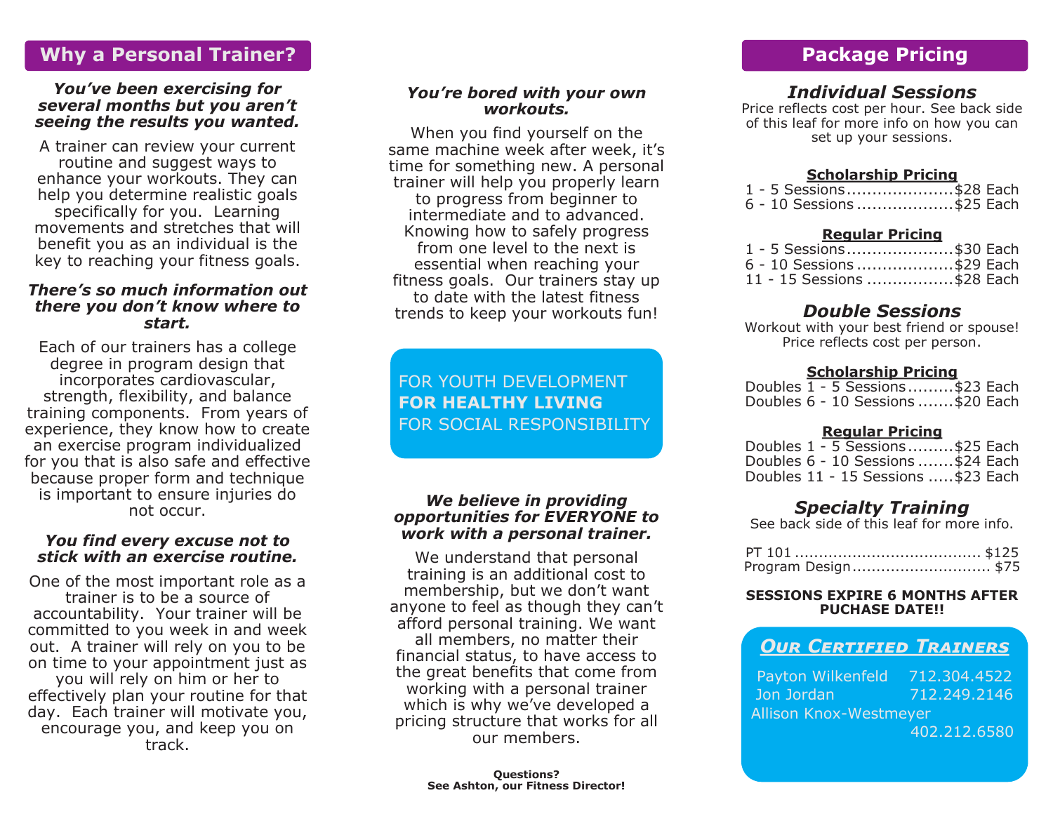## Why a Personal Trainer?

***You've been exercising for several months but you aren't seeing the results you wanted.***

A trainer can review your current routine and suggest ways to enhance your workouts. They can help you determine realistic goals specifically for you. Learning movements and stretches that will benefit you as an individual is the key to reaching your fitness goals.

***There's so much information out there you don't know where to start.***

Each of our trainers has a college degree in program design that incorporates cardiovascular, strength, flexibility, and balance training components. From years of experience, they know how to create an exercise program individualized for you that is also safe and effective because proper form and technique is important to ensure injuries do not occur.

***You find every excuse not to stick with an exercise routine.***

One of the most important role as a trainer is to be a source of accountability. Your trainer will be committed to you week in and week out. A trainer will rely on you to be on time to your appointment just as you will rely on him or her to effectively plan your routine for that day. Each trainer will motivate you, encourage you, and keep you on track.

***You're bored with your own workouts.***

When you find yourself on the same machine week after week, it's time for something new. A personal trainer will help you properly learn to progress from beginner to intermediate and to advanced. Knowing how to safely progress from one level to the next is essential when reaching your fitness goals. Our trainers stay up to date with the latest fitness trends to keep your workouts fun!

FOR YOUTH DEVELOPMENT
**FOR HEALTHY LIVING**
FOR SOCIAL RESPONSIBILITY

***We believe in providing opportunities for EVERYONE to work with a personal trainer.***

We understand that personal training is an additional cost to membership, but we don't want anyone to feel as though they can't afford personal training. We want all members, no matter their financial status, to have access to the great benefits that come from working with a personal trainer which is why we've developed a pricing structure that works for all our members.

**Questions?**
**See Ashton, our Fitness Director!**

## Package Pricing

### *Individual Sessions*

Price reflects cost per hour. See back side of this leaf for more info on how you can set up your sessions.

**Scholarship Pricing**

1 - 5 Sessions....................$28 Each
6 - 10 Sessions..................$25 Each

**Regular Pricing**

1 - 5 Sessions....................$30 Each
6 - 10 Sessions..................$29 Each
11 - 15 Sessions................$28 Each

### *Double Sessions*

Workout with your best friend or spouse! Price reflects cost per person.

**Scholarship Pricing**

Doubles 1 - 5 Sessions.........$23 Each
Doubles 6 - 10 Sessions.......$20 Each

**Regular Pricing**

Doubles 1 - 5 Sessions.........$25 Each
Doubles 6 - 10 Sessions.......$24 Each
Doubles 11 - 15 Sessions.....$23 Each

### *Specialty Training*

See back side of this leaf for more info.

PT 101....................................... $125
Program Design............................ $75

**SESSIONS EXPIRE 6 MONTHS AFTER PUCHASE DATE!!**

### *Our Certified Trainers*

Payton Wilkenfeld 712.304.4522
Jon Jordan 712.249.2146
Allison Knox-Westmeyer 402.212.6580